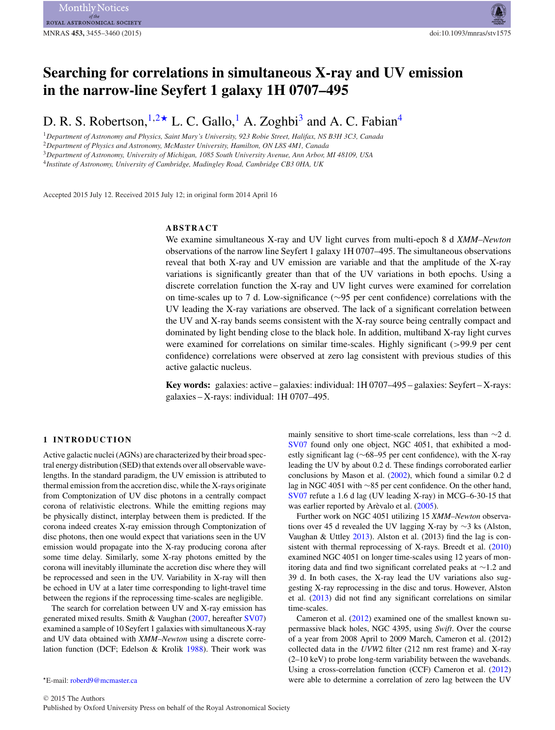# Searching for correlations in simultaneous X-ray and UV emission in the narrow-line Seyfert 1 galaxy 1H 0707–495

D. R. S. Robertson,[1,2★] L. C. Gallo,[1] A. Zoghbi[3] and A. C. Fabian[4]

[1]*Department of Astronomy and Physics, Saint Mary's University, 923 Robie Street, Halifax, NS B3H 3C3, Canada*
[2]*Department of Physics and Astronomy, McMaster University, Hamilton, ON L8S 4M1, Canada*
[3]*Department of Astronomy, University of Michigan, 1085 South University Avenue, Ann Arbor, MI 48109, USA*
[4]*Institute of Astronomy, University of Cambridge, Madingley Road, Cambridge CB3 0HA, UK*

Accepted 2015 July 12. Received 2015 July 12; in original form 2014 April 16

## ABSTRACT

We examine simultaneous X-ray and UV light curves from multi-epoch 8 d *XMM–Newton* observations of the narrow line Seyfert 1 galaxy 1H 0707–495. The simultaneous observations reveal that both X-ray and UV emission are variable and that the amplitude of the X-ray variations is significantly greater than that of the UV variations in both epochs. Using a discrete correlation function the X-ray and UV light curves were examined for correlation on time-scales up to 7 d. Low-significance (∼95 per cent confidence) correlations with the UV leading the X-ray variations are observed. The lack of a significant correlation between the UV and X-ray bands seems consistent with the X-ray source being centrally compact and dominated by light bending close to the black hole. In addition, multiband X-ray light curves were examined for correlations on similar time-scales. Highly significant (>99.9 per cent confidence) correlations were observed at zero lag consistent with previous studies of this active galactic nucleus.

**Key words:** galaxies: active – galaxies: individual: 1H 0707–495 – galaxies: Seyfert – X-rays: galaxies – X-rays: individual: 1H 0707–495.

## 1 INTRODUCTION

Active galactic nuclei (AGNs) are characterized by their broad spectral energy distribution (SED) that extends over all observable wavelengths. In the standard paradigm, the UV emission is attributed to thermal emission from the accretion disc, while the X-rays originate from Comptonization of UV disc photons in a centrally compact corona of relativistic electrons. While the emitting regions may be physically distinct, interplay between them is predicted. If the corona indeed creates X-ray emission through Comptonization of disc photons, then one would expect that variations seen in the UV emission would propagate into the X-ray producing corona after some time delay. Similarly, some X-ray photons emitted by the corona will inevitably illuminate the accretion disc where they will be reprocessed and seen in the UV. Variability in X-ray will then be echoed in UV at a later time corresponding to light-travel time between the regions if the reprocessing time-scales are negligible.

The search for correlation between UV and X-ray emission has generated mixed results. Smith & Vaughan (2007, hereafter SV07) examined a sample of 10 Seyfert 1 galaxies with simultaneous X-ray and UV data obtained with *XMM–Newton* using a discrete correlation function (DCF; Edelson & Krolik 1988). Their work was mainly sensitive to short time-scale correlations, less than ∼2 d. SV07 found only one object, NGC 4051, that exhibited a modestly significant lag (∼68–95 per cent confidence), with the X-ray leading the UV by about 0.2 d. These findings corroborated earlier conclusions by Mason et al. (2002), which found a similar 0.2 d lag in NGC 4051 with ∼85 per cent confidence. On the other hand, SV07 refute a 1.6 d lag (UV leading X-ray) in MCG–6-30-15 that was earlier reported by Arèvalo et al. (2005).

Further work on NGC 4051 utilizing 15 *XMM–Newton* observations over 45 d revealed the UV lagging X-ray by ∼3 ks (Alston, Vaughan & Uttley 2013). Alston et al. (2013) find the lag is consistent with thermal reprocessing of X-rays. Breedt et al. (2010) examined NGC 4051 on longer time-scales using 12 years of monitoring data and find two significant correlated peaks at ∼1.2 and 39 d. In both cases, the X-ray lead the UV variations also suggesting X-ray reprocessing in the disc and torus. However, Alston et al. (2013) did not find any significant correlations on similar time-scales.

Cameron et al. (2012) examined one of the smallest known supermassive black holes, NGC 4395, using *Swift*. Over the course of a year from 2008 April to 2009 March, Cameron et al. (2012) collected data in the *UVW*2 filter (212 nm rest frame) and X-ray (2–10 keV) to probe long-term variability between the wavebands. Using a cross-correlation function (CCF) Cameron et al. (2012) were able to determine a correlation of zero lag between the UV

★E-mail: roberd9@mcmaster.ca

© 2015 The Authors
Published by Oxford University Press on behalf of the Royal Astronomical Society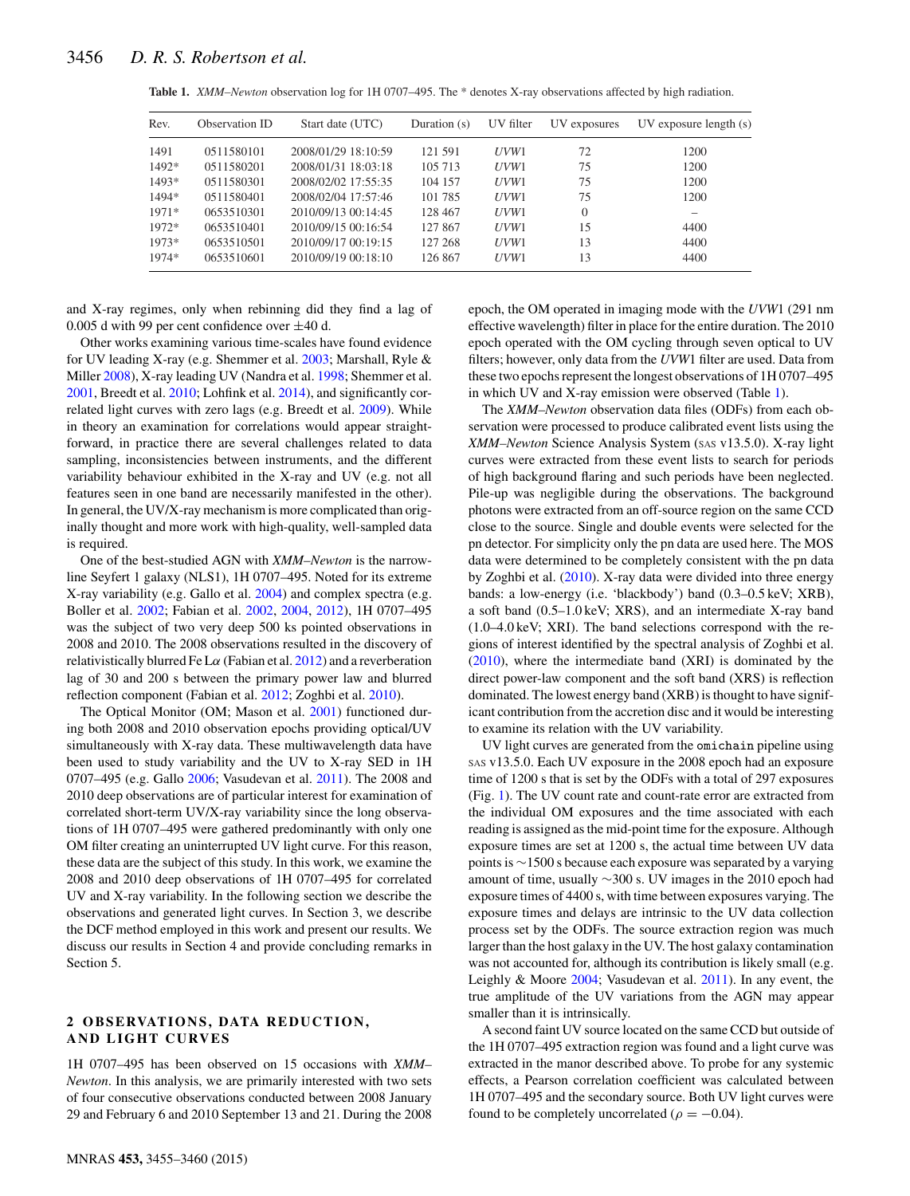**Table 1.** *XMM–Newton* observation log for 1H 0707–495. The * denotes X-ray observations affected by high radiation.

| Rev. | Observation ID | Start date (UTC) | Duration (s) | UV filter | UV exposures | UV exposure length (s) |
|---|---|---|---|---|---|---|
| 1491 | 0511580101 | 2008/01/29 18:10:59 | 121 591 | *UVW*1 | 72 | 1200 |
| 1492* | 0511580201 | 2008/01/31 18:03:18 | 105 713 | *UVW*1 | 75 | 1200 |
| 1493* | 0511580301 | 2008/02/02 17:55:35 | 104 157 | *UVW*1 | 75 | 1200 |
| 1494* | 0511580401 | 2008/02/04 17:57:46 | 101 785 | *UVW*1 | 75 | 1200 |
| 1971* | 0653510301 | 2010/09/13 00:14:45 | 128 467 | *UVW*1 | 0 | – |
| 1972* | 0653510401 | 2010/09/15 00:16:54 | 127 867 | *UVW*1 | 15 | 4400 |
| 1973* | 0653510501 | 2010/09/17 00:19:15 | 127 268 | *UVW*1 | 13 | 4400 |
| 1974* | 0653510601 | 2010/09/19 00:18:10 | 126 867 | *UVW*1 | 13 | 4400 |

and X-ray regimes, only when rebinning did they find a lag of 0.005 d with 99 per cent confidence over ±40 d.

Other works examining various time-scales have found evidence for UV leading X-ray (e.g. Shemmer et al. 2003; Marshall, Ryle & Miller 2008), X-ray leading UV (Nandra et al. 1998; Shemmer et al. 2001, Breedt et al. 2010; Lohfink et al. 2014), and significantly correlated light curves with zero lags (e.g. Breedt et al. 2009). While in theory an examination for correlations would appear straightforward, in practice there are several challenges related to data sampling, inconsistencies between instruments, and the different variability behaviour exhibited in the X-ray and UV (e.g. not all features seen in one band are necessarily manifested in the other). In general, the UV/X-ray mechanism is more complicated than originally thought and more work with high-quality, well-sampled data is required.

One of the best-studied AGN with *XMM–Newton* is the narrow-line Seyfert 1 galaxy (NLS1), 1H 0707–495. Noted for its extreme X-ray variability (e.g. Gallo et al. 2004) and complex spectra (e.g. Boller et al. 2002; Fabian et al. 2002, 2004, 2012), 1H 0707–495 was the subject of two very deep 500 ks pointed observations in 2008 and 2010. The 2008 observations resulted in the discovery of relativistically blurred Fe L$\alpha$ (Fabian et al. 2012) and a reverberation lag of 30 and 200 s between the primary power law and blurred reflection component (Fabian et al. 2012; Zoghbi et al. 2010).

The Optical Monitor (OM; Mason et al. 2001) functioned during both 2008 and 2010 observation epochs providing optical/UV simultaneously with X-ray data. These multiwavelength data have been used to study variability and the UV to X-ray SED in 1H 0707–495 (e.g. Gallo 2006; Vasudevan et al. 2011). The 2008 and 2010 deep observations are of particular interest for examination of correlated short-term UV/X-ray variability since the long observations of 1H 0707–495 were gathered predominantly with only one OM filter creating an uninterrupted UV light curve. For this reason, these data are the subject of this study. In this work, we examine the 2008 and 2010 deep observations of 1H 0707–495 for correlated UV and X-ray variability. In the following section we describe the observations and generated light curves. In Section 3, we describe the DCF method employed in this work and present our results. We discuss our results in Section 4 and provide concluding remarks in Section 5.

## 2 OBSERVATIONS, DATA REDUCTION, AND LIGHT CURVES

1H 0707–495 has been observed on 15 occasions with *XMM–Newton*. In this analysis, we are primarily interested with two sets of four consecutive observations conducted between 2008 January 29 and February 6 and 2010 September 13 and 21. During the 2008 epoch, the OM operated in imaging mode with the *UVW*1 (291 nm effective wavelength) filter in place for the entire duration. The 2010 epoch operated with the OM cycling through seven optical to UV filters; however, only data from the *UVW*1 filter are used. Data from these two epochs represent the longest observations of 1H 0707–495 in which UV and X-ray emission were observed (Table 1).

The *XMM–Newton* observation data files (ODFs) from each observation were processed to produce calibrated event lists using the *XMM–Newton* Science Analysis System (SAS v13.5.0). X-ray light curves were extracted from these event lists to search for periods of high background flaring and such periods have been neglected. Pile-up was negligible during the observations. The background photons were extracted from an off-source region on the same CCD close to the source. Single and double events were selected for the pn detector. For simplicity only the pn data are used here. The MOS data were determined to be completely consistent with the pn data by Zoghbi et al. (2010). X-ray data were divided into three energy bands: a low-energy (i.e. 'blackbody') band (0.3–0.5 keV; XRB), a soft band (0.5–1.0 keV; XRS), and an intermediate X-ray band (1.0–4.0 keV; XRI). The band selections correspond with the regions of interest identified by the spectral analysis of Zoghbi et al. (2010), where the intermediate band (XRI) is dominated by the direct power-law component and the soft band (XRS) is reflection dominated. The lowest energy band (XRB) is thought to have significant contribution from the accretion disc and it would be interesting to examine its relation with the UV variability.

UV light curves are generated from the `omichain` pipeline using SAS v13.5.0. Each UV exposure in the 2008 epoch had an exposure time of 1200 s that is set by the ODFs with a total of 297 exposures (Fig. 1). The UV count rate and count-rate error are extracted from the individual OM exposures and the time associated with each reading is assigned as the mid-point time for the exposure. Although exposure times are set at 1200 s, the actual time between UV data points is ∼1500 s because each exposure was separated by a varying amount of time, usually ∼300 s. UV images in the 2010 epoch had exposure times of 4400 s, with time between exposures varying. The exposure times and delays are intrinsic to the UV data collection process set by the ODFs. The source extraction region was much larger than the host galaxy in the UV. The host galaxy contamination was not accounted for, although its contribution is likely small (e.g. Leighly & Moore 2004; Vasudevan et al. 2011). In any event, the true amplitude of the UV variations from the AGN may appear smaller than it is intrinsically.

A second faint UV source located on the same CCD but outside of the 1H 0707–495 extraction region was found and a light curve was extracted in the manor described above. To probe for any systemic effects, a Pearson correlation coefficient was calculated between 1H 0707–495 and the secondary source. Both UV light curves were found to be completely uncorrelated ($\rho = -0.04$).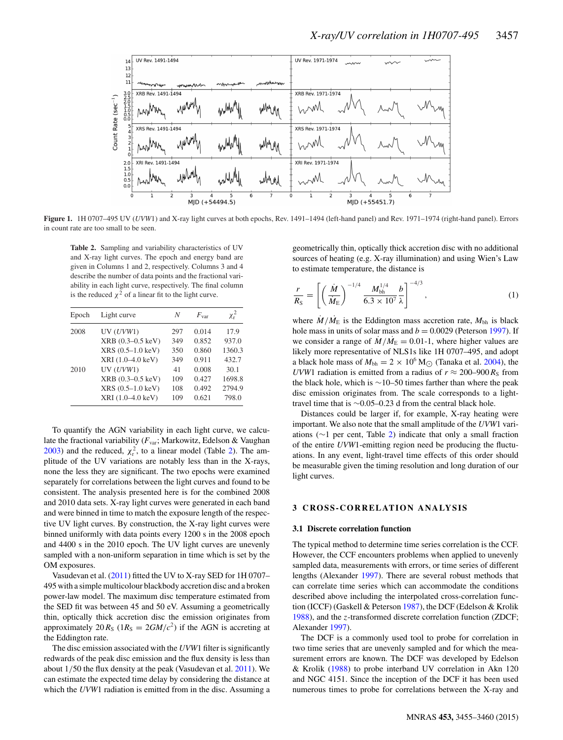**Figure 1.** 1H 0707–495 UV (*UVW*1) and X-ray light curves at both epochs, Rev. 1491–1494 (left-hand panel) and Rev. 1971–1974 (right-hand panel). Errors in count rate are too small to be seen.

**Table 2.** Sampling and variability characteristics of UV and X-ray light curves. The epoch and energy band are given in Columns 1 and 2, respectively. Columns 3 and 4 describe the number of data points and the fractional variability in each light curve, respectively. The final column is the reduced $\chi^2$ of a linear fit to the light curve.

| Epoch | Light curve | $N$ | $F_{\rm var}$ | $\chi^2_{\rm r}$ |
|---|---|---|---|---|
| 2008 | UV (*UVW*1) | 297 | 0.014 | 17.9 |
| | XRB (0.3–0.5 keV) | 349 | 0.852 | 937.0 |
| | XRS (0.5–1.0 keV) | 350 | 0.860 | 1360.3 |
| | XRI (1.0–4.0 keV) | 349 | 0.911 | 432.7 |
| 2010 | UV (*UVW*1) | 41 | 0.008 | 30.1 |
| | XRB (0.3–0.5 keV) | 109 | 0.427 | 1698.8 |
| | XRS (0.5–1.0 keV) | 108 | 0.492 | 2794.9 |
| | XRI (1.0–4.0 keV) | 109 | 0.621 | 798.0 |

To quantify the AGN variability in each light curve, we calculate the fractional variability ($F_{\rm var}$; Markowitz, Edelson & Vaughan 2003) and the reduced, $\chi^2_{\rm r}$, to a linear model (Table 2). The amplitude of the UV variations are notably less than in the X-rays, none the less they are significant. The two epochs were examined separately for correlations between the light curves and found to be consistent. The analysis presented here is for the combined 2008 and 2010 data sets. X-ray light curves were generated in each band and were binned in time to match the exposure length of the respective UV light curves. By construction, the X-ray light curves were binned uniformly with data points every 1200 s in the 2008 epoch and 4400 s in the 2010 epoch. The UV light curves are unevenly sampled with a non-uniform separation in time which is set by the OM exposures.

Vasudevan et al. (2011) fitted the UV to X-ray SED for 1H 0707–495 with a simple multicolour blackbody accretion disc and a broken power-law model. The maximum disc temperature estimated from the SED fit was between 45 and 50 eV. Assuming a geometrically thin, optically thick accretion disc the emission originates from approximately $20\,R_{\rm S}$ ($1R_{\rm S} = 2GM/c^2$) if the AGN is accreting at the Eddington rate.

The disc emission associated with the *UVW*1 filter is significantly redwards of the peak disc emission and the flux density is less than about 1/50 the flux density at the peak (Vasudevan et al. 2011). We can estimate the expected time delay by considering the distance at which the *UVW*1 radiation is emitted from in the disc. Assuming a geometrically thin, optically thick accretion disc with no additional sources of heating (e.g. X-ray illumination) and using Wien's Law to estimate temperature, the distance is

$$\frac{r}{R_{\rm S}} = \left[\left(\frac{\dot{M}}{\dot{M}_{\rm E}}\right)^{-1/4} \frac{M_{\rm bh}^{1/4}}{6.3\times10^{7}}\frac{b}{\lambda}\right]^{-4/3}, \tag{1}$$

where $\dot{M}/\dot{M}_{\rm E}$ is the Eddington mass accretion rate, $M_{\rm bh}$ is black hole mass in units of solar mass and $b = 0.0029$ (Peterson 1997). If we consider a range of $\dot{M}/\dot{M}_{\rm E} = 0.01$-1, where higher values are likely more representative of NLS1s like 1H 0707–495, and adopt a black hole mass of $M_{\rm bh} = 2\times10^{6}\,{\rm M}_{\odot}$ (Tanaka et al. 2004), the *UVW*1 radiation is emitted from a radius of $r \approx 200$–$900\,R_{\rm S}$ from the black hole, which is ∼10–50 times farther than where the peak disc emission originates from. The scale corresponds to a light-travel time that is ∼0.05–0.23 d from the central black hole.

Distances could be larger if, for example, X-ray heating were important. We also note that the small amplitude of the *UVW*1 variations (∼1 per cent, Table 2) indicate that only a small fraction of the entire *UVW*1-emitting region need be producing the fluctuations. In any event, light-travel time effects of this order should be measurable given the timing resolution and long duration of our light curves.

## 3 CROSS-CORRELATION ANALYSIS

### 3.1 Discrete correlation function

The typical method to determine time series correlation is the CCF. However, the CCF encounters problems when applied to unevenly sampled data, measurements with errors, or time series of different lengths (Alexander 1997). There are several robust methods that can correlate time series which can accommodate the conditions described above including the interpolated cross-correlation function (ICCF) (Gaskell & Peterson 1987), the DCF (Edelson & Krolik 1988), and the $z$-transformed discrete correlation function (ZDCF; Alexander 1997).

The DCF is a commonly used tool to probe for correlation in two time series that are unevenly sampled and for which the measurement errors are known. The DCF was developed by Edelson & Krolik (1988) to probe interband UV correlation in Akn 120 and NGC 4151. Since the inception of the DCF it has been used numerous times to probe for correlations between the X-ray and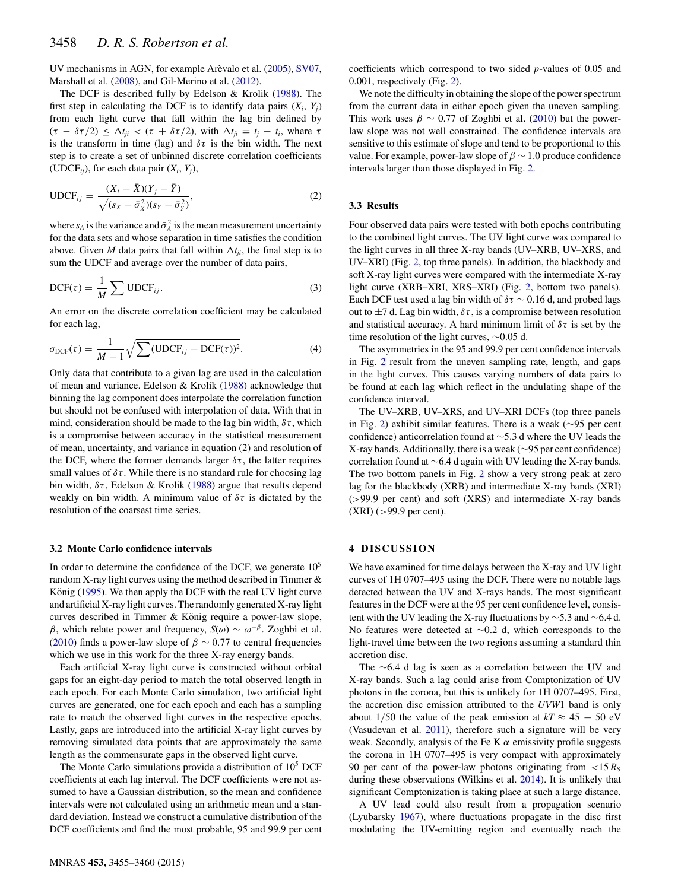UV mechanisms in AGN, for example Arèvalo et al. (2005), SV07, Marshall et al. (2008), and Gil-Merino et al. (2012).

The DCF is described fully by Edelson & Krolik (1988). The first step in calculating the DCF is to identify data pairs $(X_i, Y_j)$ from each light curve that fall within the lag bin defined by $(\tau - \delta\tau/2) \leq \Delta t_{ji} < (\tau + \delta\tau/2)$, with $\Delta t_{ji} = t_j - t_i$, where $\tau$ is the transform in time (lag) and $\delta\tau$ is the bin width. The next step is to create a set of unbinned discrete correlation coefficients ($\mathrm{UDCF}_{ij}$), for each data pair $(X_i, Y_j)$,

$$\mathrm{UDCF}_{ij} = \frac{(X_i - \bar{X})(Y_j - \bar{Y})}{\sqrt{(s_X - \bar{\sigma}_X^2)(s_Y - \bar{\sigma}_Y^2)}}, \tag{2}$$

where $s_A$ is the variance and $\bar{\sigma}_A^2$ is the mean measurement uncertainty for the data sets and whose separation in time satisfies the condition above. Given $M$ data pairs that fall within $\Delta t_{ji}$, the final step is to sum the UDCF and average over the number of data pairs,

$$\mathrm{DCF}(\tau) = \frac{1}{M} \sum \mathrm{UDCF}_{ij}. \tag{3}$$

An error on the discrete correlation coefficient may be calculated for each lag,

$$\sigma_{\mathrm{DCF}}(\tau) = \frac{1}{M-1} \sqrt{\sum (\mathrm{UDCF}_{ij} - \mathrm{DCF}(\tau))^2}. \tag{4}$$

Only data that contribute to a given lag are used in the calculation of mean and variance. Edelson & Krolik (1988) acknowledge that binning the lag component does interpolate the correlation function but should not be confused with interpolation of data. With that in mind, consideration should be made to the lag bin width, $\delta\tau$, which is a compromise between accuracy in the statistical measurement of mean, uncertainty, and variance in equation (2) and resolution of the DCF, where the former demands larger $\delta\tau$, the latter requires small values of $\delta\tau$. While there is no standard rule for choosing lag bin width, $\delta\tau$, Edelson & Krolik (1988) argue that results depend weakly on bin width. A minimum value of $\delta\tau$ is dictated by the resolution of the coarsest time series.

### 3.2 Monte Carlo confidence intervals

In order to determine the confidence of the DCF, we generate $10^5$ random X-ray light curves using the method described in Timmer & König (1995). We then apply the DCF with the real UV light curve and artificial X-ray light curves. The randomly generated X-ray light curves described in Timmer & König require a power-law slope, $\beta$, which relate power and frequency, $S(\omega) \sim \omega^{-\beta}$. Zoghbi et al. (2010) finds a power-law slope of $\beta \sim 0.77$ to central frequencies which we use in this work for the three X-ray energy bands.

Each artificial X-ray light curve is constructed without orbital gaps for an eight-day period to match the total observed length in each epoch. For each Monte Carlo simulation, two artificial light curves are generated, one for each epoch and each has a sampling rate to match the observed light curves in the respective epochs. Lastly, gaps are introduced into the artificial X-ray light curves by removing simulated data points that are approximately the same length as the commensurate gaps in the observed light curve.

The Monte Carlo simulations provide a distribution of $10^5$ DCF coefficients at each lag interval. The DCF coefficients were not assumed to have a Gaussian distribution, so the mean and confidence intervals were not calculated using an arithmetic mean and a standard deviation. Instead we construct a cumulative distribution of the DCF coefficients and find the most probable, 95 and 99.9 per cent coefficients which correspond to two sided $p$-values of 0.05 and 0.001, respectively (Fig. 2).

We note the difficulty in obtaining the slope of the power spectrum from the current data in either epoch given the uneven sampling. This work uses $\beta \sim 0.77$ of Zoghbi et al. (2010) but the power-law slope was not well constrained. The confidence intervals are sensitive to this estimate of slope and tend to be proportional to this value. For example, power-law slope of $\beta \sim 1.0$ produce confidence intervals larger than those displayed in Fig. 2.

### 3.3 Results

Four observed data pairs were tested with both epochs contributing to the combined light curves. The UV light curve was compared to the light curves in all three X-ray bands (UV–XRB, UV–XRS, and UV–XRI) (Fig. 2, top three panels). In addition, the blackbody and soft X-ray light curves were compared with the intermediate X-ray light curve (XRB–XRI, XRS–XRI) (Fig. 2, bottom two panels). Each DCF test used a lag bin width of $\delta\tau \sim 0.16$ d, and probed lags out to $\pm 7$ d. Lag bin width, $\delta\tau$, is a compromise between resolution and statistical accuracy. A hard minimum limit of $\delta\tau$ is set by the time resolution of the light curves, $\sim 0.05$ d.

The asymmetries in the 95 and 99.9 per cent confidence intervals in Fig. 2 result from the uneven sampling rate, length, and gaps in the light curves. This causes varying numbers of data pairs to be found at each lag which reflect in the undulating shape of the confidence interval.

The UV–XRB, UV–XRS, and UV–XRI DCFs (top three panels in Fig. 2) exhibit similar features. There is a weak ($\sim$95 per cent confidence) anticorrelation found at $\sim$5.3 d where the UV leads the X-ray bands. Additionally, there is a weak ($\sim$95 per cent confidence) correlation found at $\sim$6.4 d again with UV leading the X-ray bands. The two bottom panels in Fig. 2 show a very strong peak at zero lag for the blackbody (XRB) and intermediate X-ray bands (XRI) (>99.9 per cent) and soft (XRS) and intermediate X-ray bands (XRI) (>99.9 per cent).

## 4 DISCUSSION

We have examined for time delays between the X-ray and UV light curves of 1H 0707–495 using the DCF. There were no notable lags detected between the UV and X-rays bands. The most significant features in the DCF were at the 95 per cent confidence level, consistent with the UV leading the X-ray fluctuations by $\sim$5.3 and $\sim$6.4 d. No features were detected at $\sim$0.2 d, which corresponds to the light-travel time between the two regions assuming a standard thin accretion disc.

The $\sim$6.4 d lag is seen as a correlation between the UV and X-ray bands. Such a lag could arise from Comptonization of UV photons in the corona, but this is unlikely for 1H 0707–495. First, the accretion disc emission attributed to the *UVW*1 band is only about 1/50 the value of the peak emission at $kT \approx 45 - 50$ eV (Vasudevan et al. 2011), therefore such a signature will be very weak. Secondly, analysis of the Fe K $\alpha$ emissivity profile suggests the corona in 1H 0707–495 is very compact with approximately 90 per cent of the power-law photons originating from $<15\,R_{\mathrm{S}}$ during these observations (Wilkins et al. 2014). It is unlikely that significant Comptonization is taking place at such a large distance.

A UV lead could also result from a propagation scenario (Lyubarsky 1967), where fluctuations propagate in the disc first modulating the UV-emitting region and eventually reach the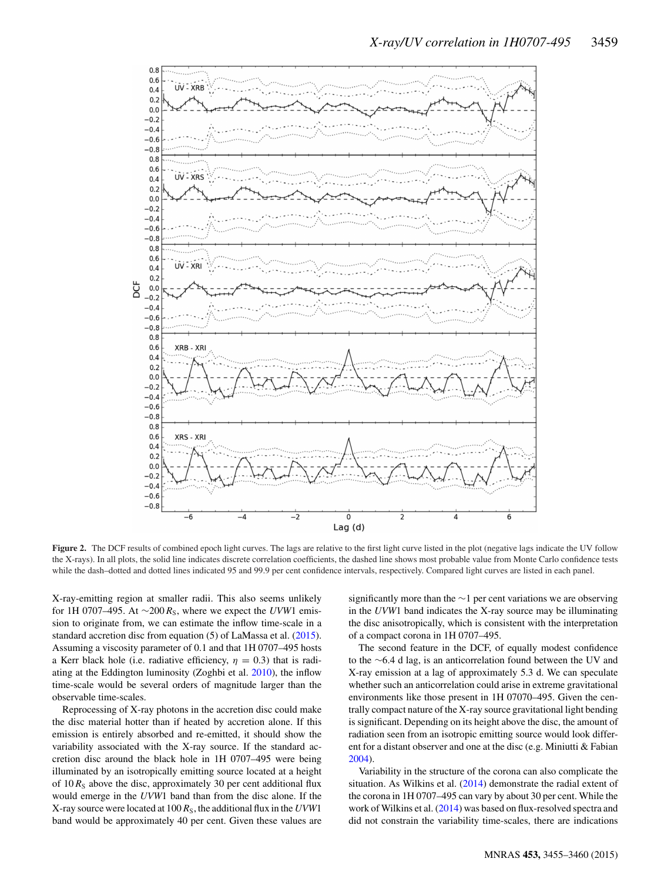**Figure 2.** The DCF results of combined epoch light curves. The lags are relative to the first light curve listed in the plot (negative lags indicate the UV follow the X-rays). In all plots, the solid line indicates discrete correlation coefficients, the dashed line shows most probable value from Monte Carlo confidence tests while the dash–dotted and dotted lines indicated 95 and 99.9 per cent confidence intervals, respectively. Compared light curves are listed in each panel.

X-ray-emitting region at smaller radii. This also seems unlikely for 1H 0707–495. At $\sim$200 $R_{\mathrm{S}}$, where we expect the *UVW*1 emission to originate from, we can estimate the inflow time-scale in a standard accretion disc from equation (5) of LaMassa et al. (2015). Assuming a viscosity parameter of 0.1 and that 1H 0707–495 hosts a Kerr black hole (i.e. radiative efficiency, $\eta = 0.3$) that is radiating at the Eddington luminosity (Zoghbi et al. 2010), the inflow time-scale would be several orders of magnitude larger than the observable time-scales.

Reprocessing of X-ray photons in the accretion disc could make the disc material hotter than if heated by accretion alone. If this emission is entirely absorbed and re-emitted, it should show the variability associated with the X-ray source. If the standard accretion disc around the black hole in 1H 0707–495 were being illuminated by an isotropically emitting source located at a height of 10 $R_{\mathrm{S}}$ above the disc, approximately 30 per cent additional flux would emerge in the *UVW*1 band than from the disc alone. If the X-ray source were located at 100 $R_{\mathrm{S}}$, the additional flux in the *UVW*1 band would be approximately 40 per cent. Given these values are significantly more than the $\sim$1 per cent variations we are observing in the *UVW*1 band indicates the X-ray source may be illuminating the disc anisotropically, which is consistent with the interpretation of a compact corona in 1H 0707–495.

The second feature in the DCF, of equally modest confidence to the $\sim$6.4 d lag, is an anticorrelation found between the UV and X-ray emission at a lag of approximately 5.3 d. We can speculate whether such an anticorrelation could arise in extreme gravitational environments like those present in 1H 07070–495. Given the centrally compact nature of the X-ray source gravitational light bending is significant. Depending on its height above the disc, the amount of radiation seen from an isotropic emitting source would look different for a distant observer and one at the disc (e.g. Miniutti & Fabian 2004).

Variability in the structure of the corona can also complicate the situation. As Wilkins et al. (2014) demonstrate the radial extent of the corona in 1H 0707–495 can vary by about 30 per cent. While the work of Wilkins et al. (2014) was based on flux-resolved spectra and did not constrain the variability time-scales, there are indications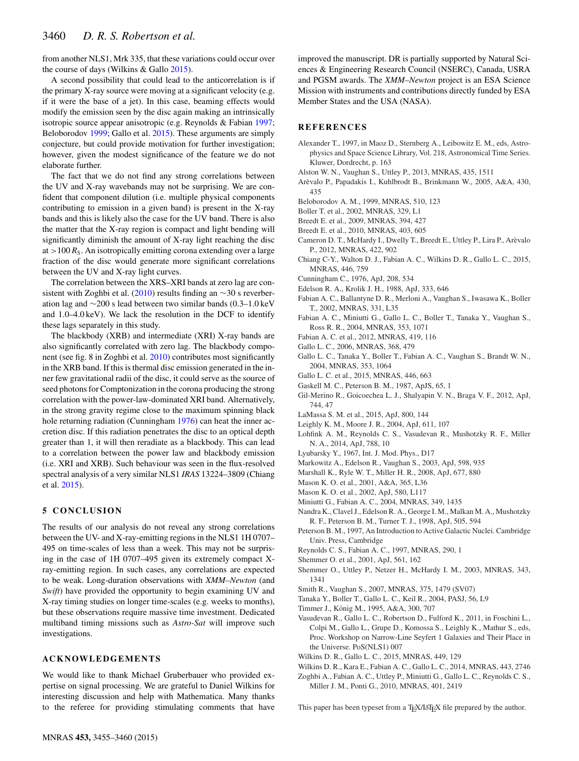from another NLS1, Mrk 335, that these variations could occur over the course of days (Wilkins & Gallo 2015).

A second possibility that could lead to the anticorrelation is if the primary X-ray source were moving at a significant velocity (e.g. if it were the base of a jet). In this case, beaming effects would modify the emission seen by the disc again making an intrinsically isotropic source appear anisotropic (e.g. Reynolds & Fabian 1997; Beloborodov 1999; Gallo et al. 2015). These arguments are simply conjecture, but could provide motivation for further investigation; however, given the modest significance of the feature we do not elaborate further.

The fact that we do not find any strong correlations between the UV and X-ray wavebands may not be surprising. We are confident that component dilution (i.e. multiple physical components contributing to emission in a given band) is present in the X-ray bands and this is likely also the case for the UV band. There is also the matter that the X-ray region is compact and light bending will significantly diminish the amount of X-ray light reaching the disc at $>100\,R_S$. An isotropically emitting corona extending over a large fraction of the disc would generate more significant correlations between the UV and X-ray light curves.

The correlation between the XRS–XRI bands at zero lag are consistent with Zoghbi et al. (2010) results finding an $\sim$30 s reverberation lag and $\sim$200 s lead between two similar bands (0.3–1.0 keV and 1.0–4.0 keV). We lack the resolution in the DCF to identify these lags separately in this study.

The blackbody (XRB) and intermediate (XRI) X-ray bands are also significantly correlated with zero lag. The blackbody component (see fig. 8 in Zoghbi et al. 2010) contributes most significantly in the XRB band. If this is thermal disc emission generated in the inner few gravitational radii of the disc, it could serve as the source of seed photons for Comptonization in the corona producing the strong correlation with the power-law-dominated XRI band. Alternatively, in the strong gravity regime close to the maximum spinning black hole returning radiation (Cunningham 1976) can heat the inner accretion disc. If this radiation penetrates the disc to an optical depth greater than 1, it will then reradiate as a blackbody. This can lead to a correlation between the power law and blackbody emission (i.e. XRI and XRB). Such behaviour was seen in the flux-resolved spectral analysis of a very similar NLS1 *IRAS* 13224–3809 (Chiang et al. 2015).

## 5 CONCLUSION

The results of our analysis do not reveal any strong correlations between the UV- and X-ray-emitting regions in the NLS1 1H 0707–495 on time-scales of less than a week. This may not be surprising in the case of 1H 0707–495 given its extremely compact X-ray-emitting region. In such cases, any correlations are expected to be weak. Long-duration observations with *XMM–Newton* (and *Swift*) have provided the opportunity to begin examining UV and X-ray timing studies on longer time-scales (e.g. weeks to months), but these observations require massive time investment. Dedicated multiband timing missions such as *Astro-Sat* will improve such investigations.

## ACKNOWLEDGEMENTS

We would like to thank Michael Gruberbauer who provided expertise on signal processing. We are grateful to Daniel Wilkins for interesting discussion and help with Mathematica. Many thanks to the referee for providing stimulating comments that have improved the manuscript. DR is partially supported by Natural Sciences & Engineering Research Council (NSERC), Canada, USRA and PGSM awards. The *XMM–Newton* project is an ESA Science Mission with instruments and contributions directly funded by ESA Member States and the USA (NASA).

## REFERENCES

Alexander T., 1997, in Maoz D., Sternberg A., Leibowitz E. M., eds, Astrophysics and Space Science Library, Vol. 218, Astronomical Time Series. Kluwer, Dordrecht, p. 163

Alston W. N., Vaughan S., Uttley P., 2013, MNRAS, 435, 1511

Arèvalo P., Papadakis I., Kuhlbrodt B., Brinkmann W., 2005, A&A, 430, 435

Beloborodov A. M., 1999, MNRAS, 510, 123

Boller T. et al., 2002, MNRAS, 329, L1

Breedt E. et al., 2009, MNRAS, 394, 427

Breedt E. et al., 2010, MNRAS, 403, 605

Cameron D. T., McHardy I., Dwelly T., Breedt E., Uttley P., Lira P., Arèvalo P., 2012, MNRAS, 422, 902

Chiang C-Y., Walton D. J., Fabian A. C., Wilkins D. R., Gallo L. C., 2015, MNRAS, 446, 759

Cunningham C., 1976, ApJ, 208, 534

Edelson R. A., Krolik J. H., 1988, ApJ, 333, 646

Fabian A. C., Ballantyne D. R., Merloni A., Vaughan S., Iwasawa K., Boller T., 2002, MNRAS, 331, L35

Fabian A. C., Miniutti G., Gallo L. C., Boller T., Tanaka Y., Vaughan S., Ross R. R., 2004, MNRAS, 353, 1071

Fabian A. C. et al., 2012, MNRAS, 419, 116

Gallo L. C., 2006, MNRAS, 368, 479

Gallo L. C., Tanaka Y., Boller T., Fabian A. C., Vaughan S., Brandt W. N., 2004, MNRAS, 353, 1064

Gallo L. C. et al., 2015, MNRAS, 446, 663

Gaskell M. C., Peterson B. M., 1987, ApJS, 65, 1

Gil-Merino R., Goicoechea L. J., Shalyapin V. N., Braga V. F., 2012, ApJ, 744, 47

LaMassa S. M. et al., 2015, ApJ, 800, 144

Leighly K. M., Moore J. R., 2004, ApJ, 611, 107

Lohfink A. M., Reynolds C. S., Vasudevan R., Mushotzky R. F., Miller N. A., 2014, ApJ, 788, 10

Lyubarsky Y., 1967, Int. J. Mod. Phys., D17

Markowitz A., Edelson R., Vaughan S., 2003, ApJ, 598, 935

Marshall K., Ryle W. T., Miller H. R., 2008, ApJ, 677, 880

Mason K. O. et al., 2001, A&A, 365, L36

Mason K. O. et al., 2002, ApJ, 580, L117

Miniutti G., Fabian A. C., 2004, MNRAS, 349, 1435

Nandra K., Clavel J., Edelson R. A., George I. M., Malkan M. A., Mushotzky R. F., Peterson B. M., Turner T. J., 1998, ApJ, 505, 594

Peterson B. M., 1997, An Introduction to Active Galactic Nuclei. Cambridge Univ. Press, Cambridge

Reynolds C. S., Fabian A. C., 1997, MNRAS, 290, 1

Shemmer O. et al., 2001, ApJ, 561, 162

Shemmer O., Uttley P., Netzer H., McHardy I. M., 2003, MNRAS, 343, 1341

Smith R., Vaughan S., 2007, MNRAS, 375, 1479 (SV07)

Tanaka Y., Boller T., Gallo L. C., Keil R., 2004, PASJ, 56, L9

Timmer J., König M., 1995, A&A, 300, 707

Vasudevan R., Gallo L. C., Robertson D., Fulford K., 2011, in Foschini L., Colpi M., Gallo L., Grupe D., Komossa S., Leighly K., Mathur S., eds, Proc. Workshop on Narrow-Line Seyfert 1 Galaxies and Their Place in the Universe. PoS(NLS1) 007

Wilkins D. R., Gallo L. C., 2015, MNRAS, 449, 129

Wilkins D. R., Kara E., Fabian A. C., Gallo L. C., 2014, MNRAS, 443, 2746

Zoghbi A., Fabian A. C., Uttley P., Miniutti G., Gallo L. C., Reynolds C. S., Miller J. M., Ponti G., 2010, MNRAS, 401, 2419

This paper has been typeset from a TEX/LATEX file prepared by the author.